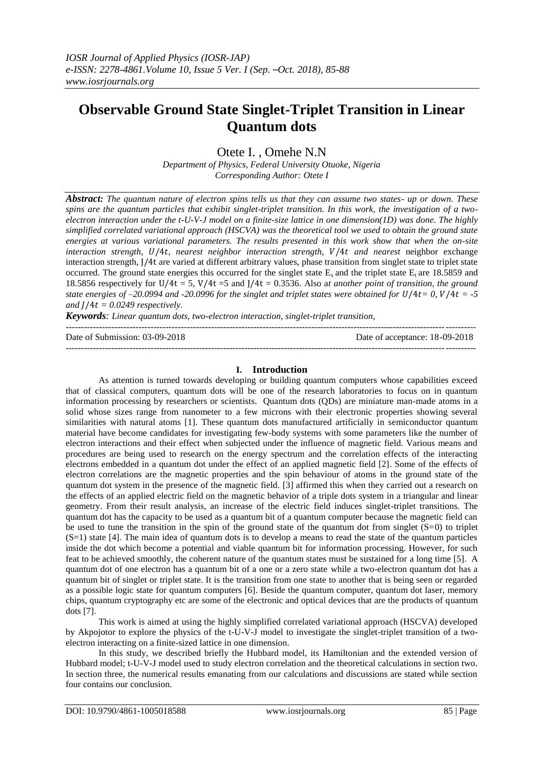# Observable Ground State Singlet-Triplet Transition in Linear Quantum dots

Otete I. , Omehe N.N

*Department of Physics, Federal University Otuoke, Nigeria*
*Corresponding Author: Otete I*

***Abstract:*** *The quantum nature of electron spins tells us that they can assume two states- up or down. These spins are the quantum particles that exhibit singlet-triplet transition. In this work, the investigation of a two-electron interaction under the t-U-V-J model on a finite-size lattice in one dimension(1D) was done. The highly simplified correlated variational approach (HSCVA) was the theoretical tool we used to obtain the ground state energies at various variational parameters. The results presented in this work show that when the on-site interaction strength, $U/4t$, nearest neighbor interaction strength, $V/4t$ and nearest* neighbor exchange interaction strength, $J/4t$ are varied at different arbitrary values, phase transition from singlet state to triplet state occurred. The ground state energies this occurred for the singlet state $E_s$ and the triplet state $E_t$ are 18.5859 and 18.5856 respectively for $U/4t = 5$, $V/4t = 5$ and $J/4t = 0.3536$. Also a*t another point of transition, the ground state energies of –20.0994 and -20.0996 for the singlet and triplet states were obtained for $U/4t = 0$, $V/4t = -5$ and $J/4t = 0.0249$ respectively.*

***Keywords****: Linear quantum dots, two-electron interaction, singlet-triplet transition,*

---

Date of Submission: 03-09-2018 | Date of acceptance: 18-09-2018

---

## I. Introduction

As attention is turned towards developing or building quantum computers whose capabilities exceed that of classical computers, quantum dots will be one of the research laboratories to focus on in quantum information processing by researchers or scientists. Quantum dots (QDs) are miniature man-made atoms in a solid whose sizes range from nanometer to a few microns with their electronic properties showing several similarities with natural atoms [1]. These quantum dots manufactured artificially in semiconductor quantum material have become candidates for investigating few-body systems with some parameters like the number of electron interactions and their effect when subjected under the influence of magnetic field. Various means and procedures are being used to research on the energy spectrum and the correlation effects of the interacting electrons embedded in a quantum dot under the effect of an applied magnetic field [2]. Some of the effects of electron correlations are the magnetic properties and the spin behaviour of atoms in the ground state of the quantum dot system in the presence of the magnetic field. [3] affirmed this when they carried out a research on the effects of an applied electric field on the magnetic behavior of a triple dots system in a triangular and linear geometry. From their result analysis, an increase of the electric field induces singlet-triplet transitions. The quantum dot has the capacity to be used as a quantum bit of a quantum computer because the magnetic field can be used to tune the transition in the spin of the ground state of the quantum dot from singlet (S=0) to triplet (S=1) state [4]. The main idea of quantum dots is to develop a means to read the state of the quantum particles inside the dot which become a potential and viable quantum bit for information processing. However, for such feat to be achieved smoothly, the coherent nature of the quantum states must be sustained for a long time [5]. A quantum dot of one electron has a quantum bit of a one or a zero state while a two-electron quantum dot has a quantum bit of singlet or triplet state. It is the transition from one state to another that is being seen or regarded as a possible logic state for quantum computers [6]. Beside the quantum computer, quantum dot laser, memory chips, quantum cryptography etc are some of the electronic and optical devices that are the products of quantum dots [7].

This work is aimed at using the highly simplified correlated variational approach (HSCVA) developed by Akpojotor to explore the physics of the t-U-V-J model to investigate the singlet-triplet transition of a two-electron interacting on a finite-sized lattice in one dimension.

In this study, we described briefly the Hubbard model, its Hamiltonian and the extended version of Hubbard model; t-U-V-J model used to study electron correlation and the theoretical calculations in section two. In section three, the numerical results emanating from our calculations and discussions are stated while section four contains our conclusion.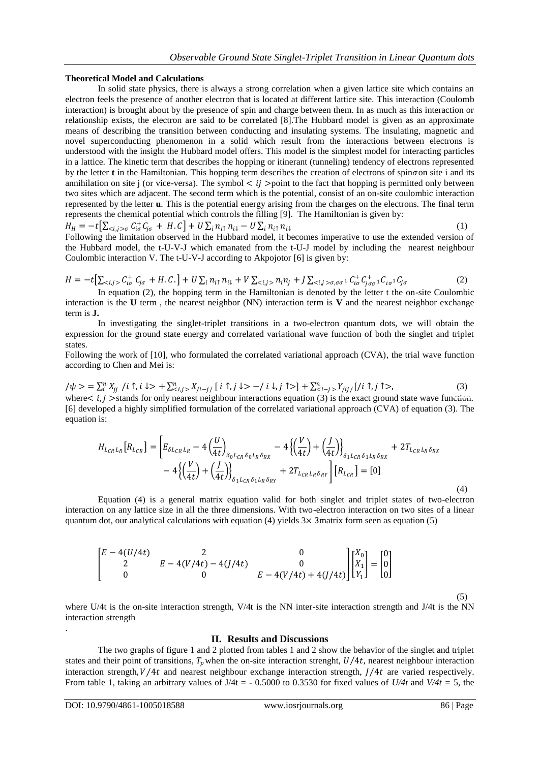**Theoretical Model and Calculations**

In solid state physics, there is always a strong correlation when a given lattice site which contains an electron feels the presence of another electron that is located at different lattice site. This interaction (Coulomb interaction) is brought about by the presence of spin and charge between them. In as much as this interaction or relationship exists, the electron are said to be correlated [8].The Hubbard model is given as an approximate means of describing the transition between conducting and insulating systems. The insulating, magnetic and novel superconducting phenomenon in a solid which result from the interactions between electrons is understood with the insight the Hubbard model offers. This model is the simplest model for interacting particles in a lattice. The kinetic term that describes the hopping or itinerant (tunneling) tendency of electrons represented by the letter **t** in the Hamiltonian. This hopping term describes the creation of electrons of spin$\sigma$on site i and its annihilation on site j (or vice-versa). The symbol $< ij >$point to the fact that hopping is permitted only between two sites which are adjacent. The second term which is the potential, consist of an on-site coulombic interaction represented by the letter **u**. This is the potential energy arising from the charges on the electrons. The final term represents the chemical potential which controls the filling [9]. The Hamiltonian is given by:

$$H_H = -t\left[\sum_{<i,j>\sigma} C_{i\sigma}^{+} C_{j\sigma} + H.C\right] + U\sum_i n_{i\uparrow} n_{i\downarrow} - U\sum_i n_{i\uparrow} n_{i\downarrow} \quad (1)$$

Following the limitation observed in the Hubbard model, it becomes imperative to use the extended version of the Hubbard model, the t-U-V-J which emanated from the t-U-J model by including the nearest neighbour Coulombic interaction V. The t-U-V-J according to Akpojotor [6] is given by:

$$H = -t\left[\sum_{<i,j>} C_{i\sigma}^{+} C_{j\sigma} + H.C.\right] + U\sum_i n_{i\uparrow} n_{i\downarrow} + V\sum_{<i,j>} n_i n_j + J\sum_{<i,j>\sigma,\sigma\sigma^1} C_{i\sigma}^{+} C_{j\sigma\sigma^1}^{+} C_{i\sigma^1} C_{j\sigma} \quad (2)$$

In equation (2), the hopping term in the Hamiltonian is denoted by the letter t the on-site Coulombic interaction is the **U** term , the nearest neighbor (NN) interaction term is **V** and the nearest neighbor exchange term is **J.**

In investigating the singlet-triplet transitions in a two-electron quantum dots, we will obtain the expression for the ground state energy and correlated variational wave function of both the singlet and triplet states.

Following the work of [10], who formulated the correlated variational approach (CVA), the trial wave function according to Chen and Mei is:

$$/\psi> = \sum_i^n X_{jj}\ /i\uparrow, i\downarrow> + \sum_{<i,j>}^n X_{/i-j/}\left[\ i\uparrow, j\downarrow> -/\ i\downarrow, j\uparrow>\right] + \sum_{<i-j>}^n Y_{/ij/}\left[/i\uparrow, j\uparrow>, \right. \quad (3)$$

where$< i, j >$stands for only nearest neighbour interactions equation (3) is the exact ground state wave function. [6] developed a highly simplified formulation of the correlated variational approach (CVA) of equation (3). The equation is:

$$H_{L_{CR}L_R}\left[R_{L_{CR}}\right] = \left[E_{\delta L_{CR}L_R} - 4\left(\frac{U}{4t}\right)_{\delta_0 L_{CR}\delta_0 L_R\delta_{RX}} - 4\left\{\left(\frac{V}{4t}\right) + \left(\frac{J}{4t}\right)\right\}_{\delta_1 L_{CR}\delta_1 L_R\delta_{RX}} + 2T_{L_{CR}L_R\delta_{RX}} - 4\left\{\left(\frac{V}{4t}\right) + \left(\frac{J}{4t}\right)\right\}_{\delta_1 L_{CR}\delta_1 L_R\delta_{RY}} + 2T_{L_{CR}L_R\delta_{RY}}\right]\left[R_{L_{CR}}\right] = [0] \quad (4)$$

Equation (4) is a general matrix equation valid for both singlet and triplet states of two-electron interaction on any lattice size in all the three dimensions. With two-electron interaction on two sites of a linear quantum dot, our analytical calculations with equation (4) yields $3\times 3$matrix form seen as equation (5)

$$\begin{bmatrix} E - 4(U/4t) & 2 & 0 \\ 2 & E - 4(V/4t) - 4(J/4t) & 0 \\ 0 & 0 & E - 4(V/4t) + 4(J/4t) \end{bmatrix} \begin{bmatrix} X_0 \\ X_1 \\ Y_1 \end{bmatrix} = \begin{bmatrix} 0 \\ 0 \\ 0 \end{bmatrix} \quad (5)$$

where U/4t is the on-site interaction strength, V/4t is the NN inter-site interaction strength and J/4t is the NN interaction strength

## II. Results and Discussions

The two graphs of figure 1 and 2 plotted from tables 1 and 2 show the behavior of the singlet and triplet states and their point of transitions, $T_p$ when the on-site interaction strenght, $U/4t$, nearest neighbour interaction interaction strength,$V/4t$ and nearest neighbour exchange interaction strength, $J/4t$ are varied respectively. From table 1, taking an arbitrary values of J/4t = - 0.5000 to 0.3530 for fixed values of *U/4t* and *V/4t* = 5, the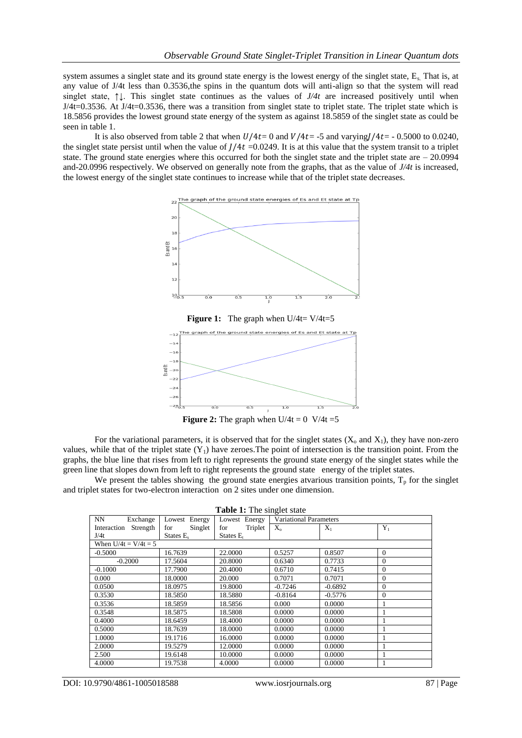system assumes a singlet state and its ground state energy is the lowest energy of the singlet state, $E_s$. That is, at any value of J/4t less than 0.3536,the spins in the quantum dots will anti-align so that the system will read singlet state, ↑↓. This singlet state continues as the values of *J/4t* are increased positively until when J/4t=0.3536. At J/4t=0.3536, there was a transition from singlet state to triplet state. The triplet state which is 18.5856 provides the lowest ground state energy of the system as against 18.5859 of the singlet state as could be seen in table 1.

It is also observed from table 2 that when $U/4t = 0$ and $V/4t = -5$ and varying$J/4t = -0.5000$ to 0.0240, the singlet state persist until when the value of $J/4t$ =0.0249. It is at this value that the system transit to a triplet state. The ground state energies where this occurred for both the singlet state and the triplet state are – 20.0994 and-20.0996 respectively. We observed on generally note from the graphs, that as the value of *J/4t* is increased, the lowest energy of the singlet state continues to increase while that of the triplet state decreases.

**Figure 1:** The graph when U/4t= V/4t=5

**Figure 2:** The graph when U/4t = 0 V/4t =5

For the variational parameters, it is observed that for the singlet states ($X_o$ and $X_1$), they have non-zero values, while that of the triplet state ($Y_1$) have zeroes.The point of intersection is the transition point. From the graphs, the blue line that rises from left to right represents the ground state energy of the singlet states while the green line that slopes down from left to right represents the ground state energy of the triplet states.

We present the tables showing the ground state energies atvarious transition points, $T_p$ for the singlet and triplet states for two-electron interaction on 2 sites under one dimension.

**Table 1:** The singlet state

| NN Exchange Interaction Strength J/4t | Lowest Energy for Singlet States $E_s$ | Lowest Energy for Triplet States $E_t$ | Variational Parameters | | |
|---|---|---|---|---|---|
| | | | $X_o$ | $X_1$ | $Y_1$ |
| When U/4t = V/4t = 5 | | | | | |
| -0.5000 | 16.7639 | 22.0000 | 0.5257 | 0.8507 | 0 |
| -0.2000 | 17.5604 | 20.8000 | 0.6340 | 0.7733 | 0 |
| -0.1000 | 17.7900 | 20.4000 | 0.6710 | 0.7415 | 0 |
| 0.000 | 18.0000 | 20.000 | 0.7071 | 0.7071 | 0 |
| 0.0500 | 18.0975 | 19.8000 | -0.7246 | -0.6892 | 0 |
| 0.3530 | 18.5850 | 18.5880 | -0.8164 | -0.5776 | 0 |
| 0.3536 | 18.5859 | 18.5856 | 0.000 | 0.0000 | 1 |
| 0.3548 | 18.5875 | 18.5808 | 0.0000 | 0.0000 | 1 |
| 0.4000 | 18.6459 | 18.4000 | 0.0000 | 0.0000 | 1 |
| 0.5000 | 18.7639 | 18.0000 | 0.0000 | 0.0000 | 1 |
| 1.0000 | 19.1716 | 16.0000 | 0.0000 | 0.0000 | 1 |
| 2.0000 | 19.5279 | 12.0000 | 0.0000 | 0.0000 | 1 |
| 2.500 | 19.6148 | 10.0000 | 0.0000 | 0.0000 | 1 |
| 4.0000 | 19.7538 | 4.0000 | 0.0000 | 0.0000 | 1 |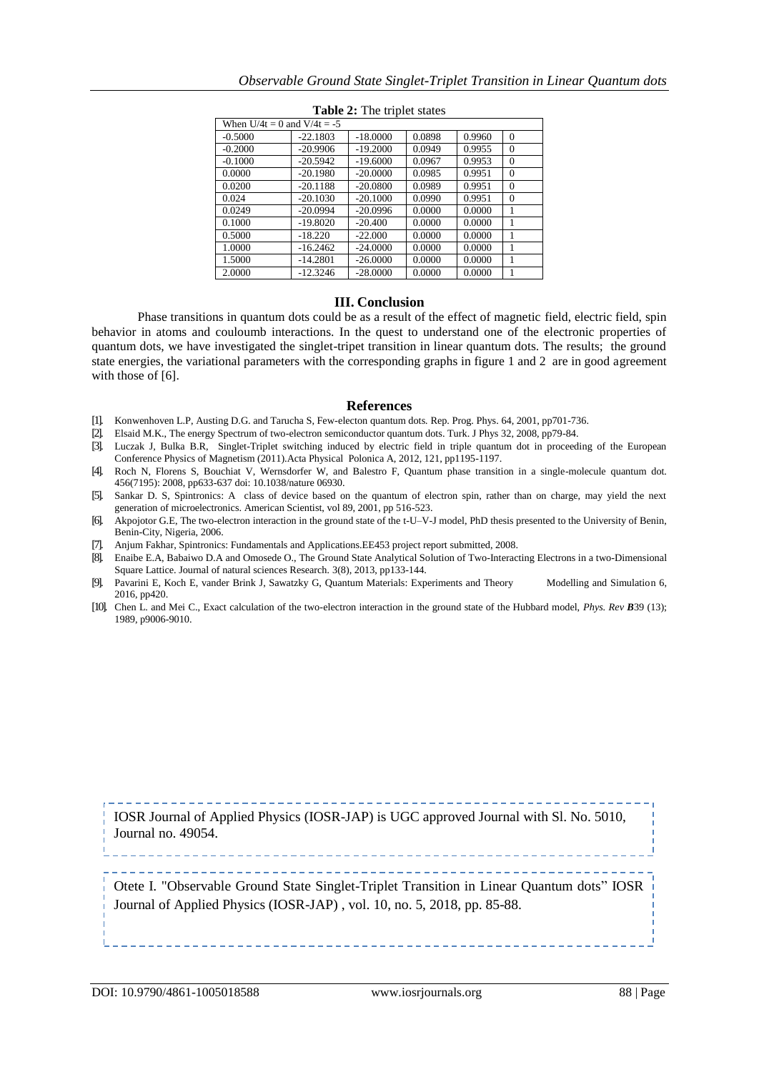**Table 2:** The triplet states

| When $U/4t = 0$ and $V/4t = -5$ | | | | | |
|---|---|---|---|---|---|
| -0.5000 | -22.1803 | -18.0000 | 0.0898 | 0.9960 | 0 |
| -0.2000 | -20.9906 | -19.2000 | 0.0949 | 0.9955 | 0 |
| -0.1000 | -20.5942 | -19.6000 | 0.0967 | 0.9953 | 0 |
| 0.0000 | -20.1980 | -20.0000 | 0.0985 | 0.9951 | 0 |
| 0.0200 | -20.1188 | -20.0800 | 0.0989 | 0.9951 | 0 |
| 0.024 | -20.1030 | -20.1000 | 0.0990 | 0.9951 | 0 |
| 0.0249 | -20.0994 | -20.0996 | 0.0000 | 0.0000 | 1 |
| 0.1000 | -19.8020 | -20.400 | 0.0000 | 0.0000 | 1 |
| 0.5000 | -18.220 | -22.000 | 0.0000 | 0.0000 | 1 |
| 1.0000 | -16.2462 | -24.0000 | 0.0000 | 0.0000 | 1 |
| 1.5000 | -14.2801 | -26.0000 | 0.0000 | 0.0000 | 1 |
| 2.0000 | -12.3246 | -28.0000 | 0.0000 | 0.0000 | 1 |

## III. Conclusion

Phase transitions in quantum dots could be as a result of the effect of magnetic field, electric field, spin behavior in atoms and couloumb interactions. In the quest to understand one of the electronic properties of quantum dots, we have investigated the singlet-tripet transition in linear quantum dots. The results; the ground state energies, the variational parameters with the corresponding graphs in figure 1 and 2 are in good agreement with those of [6].

## References

[1]. Konwenhoven L.P, Austing D.G. and Tarucha S, Few-electon quantum dots. Rep. Prog. Phys. 64, 2001, pp701-736.

[2]. Elsaid M.K., The energy Spectrum of two-electron semiconductor quantum dots. Turk. J Phys 32, 2008, pp79-84.

[3]. Luczak J, Bulka B.R, Singlet-Triplet switching induced by electric field in triple quantum dot in proceeding of the European Conference Physics of Magnetism (2011).Acta Physical Polonica A, 2012, 121, pp1195-1197.

[4]. Roch N, Florens S, Bouchiat V, Wernsdorfer W, and Balestro F, Quantum phase transition in a single-molecule quantum dot. 456(7195): 2008, pp633-637 doi: 10.1038/nature 06930.

[5]. Sankar D. S, Spintronics: A class of device based on the quantum of electron spin, rather than on charge, may yield the next generation of microelectronics. American Scientist, vol 89, 2001, pp 516-523.

[6]. Akpojotor G.E, The two-electron interaction in the ground state of the t-U–V-J model, PhD thesis presented to the University of Benin, Benin-City, Nigeria, 2006.

[7]. Anjum Fakhar, Spintronics: Fundamentals and Applications.EE453 project report submitted, 2008.

[8]. Enaibe E.A, Babaiwo D.A and Omosede O., The Ground State Analytical Solution of Two-Interacting Electrons in a two-Dimensional Square Lattice. Journal of natural sciences Research. 3(8), 2013, pp133-144.

[9]. Pavarini E, Koch E, vander Brink J, Sawatzky G, Quantum Materials: Experiments and Theory Modelling and Simulation 6, 2016, pp420.

[10]. Chen L. and Mei C., Exact calculation of the two-electron interaction in the ground state of the Hubbard model, *Phys. Rev* ***B***39 (13); 1989, p9006-9010.

IOSR Journal of Applied Physics (IOSR-JAP) is UGC approved Journal with Sl. No. 5010, Journal no. 49054.

Otete I. "Observable Ground State Singlet-Triplet Transition in Linear Quantum dots" IOSR Journal of Applied Physics (IOSR-JAP) , vol. 10, no. 5, 2018, pp. 85-88.